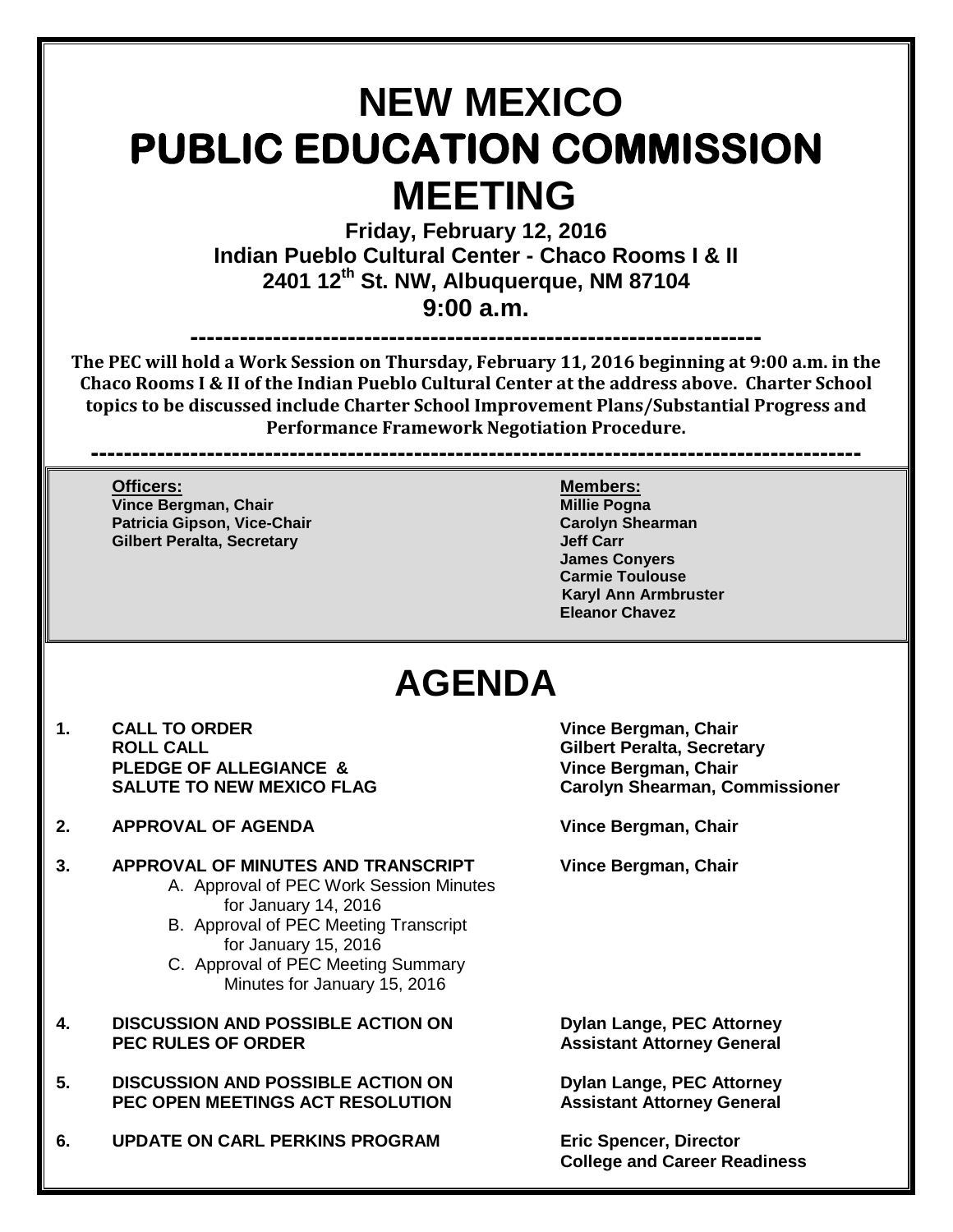# NEW MEXICO
# PUBLIC EDUCATION COMMISSION
# MEETING

**Friday, February 12, 2016**
**Indian Pueblo Cultural Center - Chaco Rooms I & II**
**2401 12th St. NW, Albuquerque, NM 87104**
**9:00 a.m.**

---

**The PEC will hold a Work Session on Thursday, February 11, 2016 beginning at 9:00 a.m. in the Chaco Rooms I & II of the Indian Pueblo Cultural Center at the address above. Charter School topics to be discussed include Charter School Improvement Plans/Substantial Progress and Performance Framework Negotiation Procedure.**

---

**Officers:**
**Vince Bergman, Chair**
**Patricia Gipson, Vice-Chair**
**Gilbert Peralta, Secretary**

**Members:**
**Millie Pogna**
**Carolyn Shearman**
**Jeff Carr**
**James Conyers**
**Carmie Toulouse**
**Karyl Ann Armbruster**
**Eleanor Chavez**

# AGENDA

1. **CALL TO ORDER** — **Vince Bergman, Chair**
   **ROLL CALL** — **Gilbert Peralta, Secretary**
   **PLEDGE OF ALLEGIANCE &** — **Vince Bergman, Chair**
   **SALUTE TO NEW MEXICO FLAG** — **Carolyn Shearman, Commissioner**

2. **APPROVAL OF AGENDA** — **Vince Bergman, Chair**

3. **APPROVAL OF MINUTES AND TRANSCRIPT** — **Vince Bergman, Chair**
   - A. Approval of PEC Work Session Minutes for January 14, 2016
   - B. Approval of PEC Meeting Transcript for January 15, 2016
   - C. Approval of PEC Meeting Summary Minutes for January 15, 2016

4. **DISCUSSION AND POSSIBLE ACTION ON PEC RULES OF ORDER** — **Dylan Lange, PEC Attorney, Assistant Attorney General**

5. **DISCUSSION AND POSSIBLE ACTION ON PEC OPEN MEETINGS ACT RESOLUTION** — **Dylan Lange, PEC Attorney, Assistant Attorney General**

6. **UPDATE ON CARL PERKINS PROGRAM** — **Eric Spencer, Director, College and Career Readiness**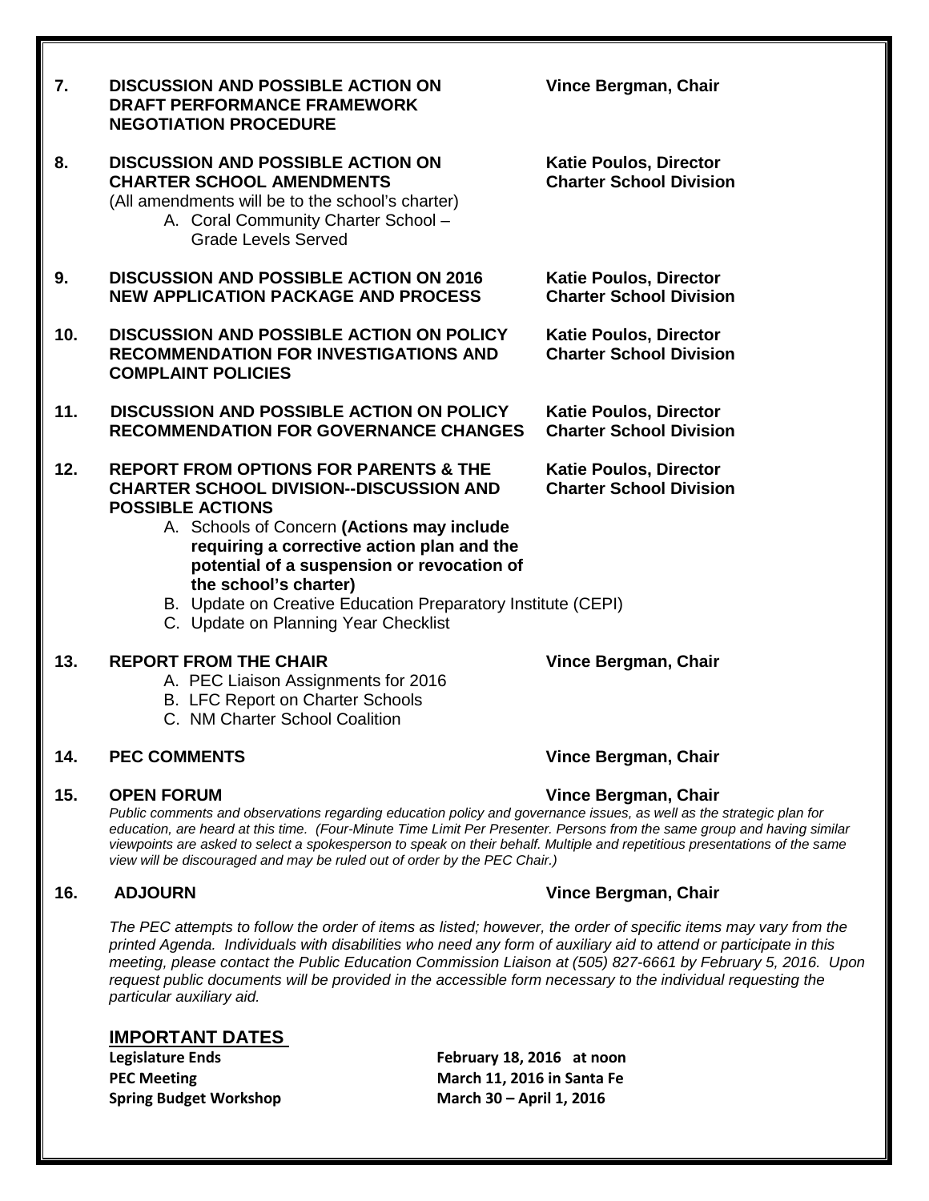**7. DISCUSSION AND POSSIBLE ACTION ON DRAFT PERFORMANCE FRAMEWORK NEGOTIATION PROCEDURE** — **Vince Bergman, Chair**

**8. DISCUSSION AND POSSIBLE ACTION ON CHARTER SCHOOL AMENDMENTS** — **Katie Poulos, Director, Charter School Division**

(All amendments will be to the school's charter)

A. Coral Community Charter School – Grade Levels Served

**9. DISCUSSION AND POSSIBLE ACTION ON 2016 NEW APPLICATION PACKAGE AND PROCESS** — **Katie Poulos, Director, Charter School Division**

**10. DISCUSSION AND POSSIBLE ACTION ON POLICY RECOMMENDATION FOR INVESTIGATIONS AND COMPLAINT POLICIES** — **Katie Poulos, Director, Charter School Division**

**11. DISCUSSION AND POSSIBLE ACTION ON POLICY RECOMMENDATION FOR GOVERNANCE CHANGES** — **Katie Poulos, Director, Charter School Division**

**12. REPORT FROM OPTIONS FOR PARENTS & THE CHARTER SCHOOL DIVISION--DISCUSSION AND POSSIBLE ACTIONS** — **Katie Poulos, Director, Charter School Division**

A. Schools of Concern **(Actions may include requiring a corrective action plan and the potential of a suspension or revocation of the school's charter)**

B. Update on Creative Education Preparatory Institute (CEPI)

C. Update on Planning Year Checklist

**13. REPORT FROM THE CHAIR** — **Vince Bergman, Chair**

A. PEC Liaison Assignments for 2016

B. LFC Report on Charter Schools

C. NM Charter School Coalition

**14. PEC COMMENTS** — **Vince Bergman, Chair**

**15. OPEN FORUM** — **Vince Bergman, Chair**

*Public comments and observations regarding education policy and governance issues, as well as the strategic plan for education, are heard at this time. (Four-Minute Time Limit Per Presenter. Persons from the same group and having similar viewpoints are asked to select a spokesperson to speak on their behalf. Multiple and repetitious presentations of the same view will be discouraged and may be ruled out of order by the PEC Chair.)*

**16. ADJOURN** — **Vince Bergman, Chair**

*The PEC attempts to follow the order of items as listed; however, the order of specific items may vary from the printed Agenda. Individuals with disabilities who need any form of auxiliary aid to attend or participate in this meeting, please contact the Public Education Commission Liaison at (505) 827-6661 by February 5, 2016. Upon request public documents will be provided in the accessible form necessary to the individual requesting the particular auxiliary aid.*

## IMPORTANT DATES

| | |
|---|---|
| **Legislature Ends** | **February 18, 2016 at noon** |
| **PEC Meeting** | **March 11, 2016 in Santa Fe** |
| **Spring Budget Workshop** | **March 30 – April 1, 2016** |